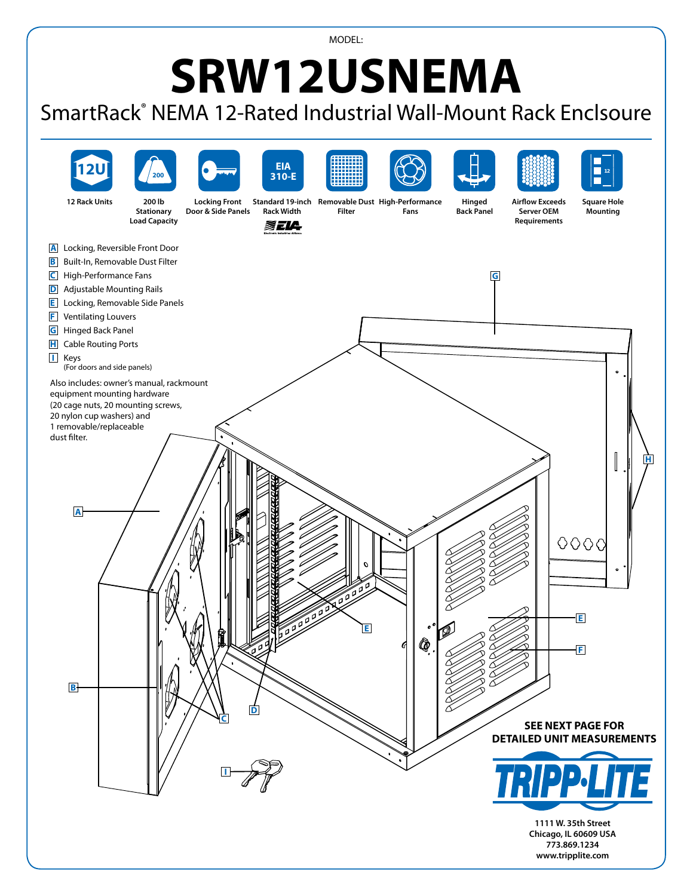MODEL:

# SRW12USNEMA

## SmartRack® NEMA 12-Rated Industrial Wall-Mount Rack Enclsoure

**12 Rack Units**

**200 lb Stationary Load Capacity**

**Locking Front Door & Side Panels**

**Standard 19-inch Rack Width**

**Removable Dust Filter**

**High-Performance Fans**

**Hinged Back Panel**

**Airflow Exceeds Server OEM Requirements**

**Square Hole Mounting**

- **A** Locking, Reversible Front Door
- **B** Built-In, Removable Dust Filter
- **C** High-Performance Fans
- **D** Adjustable Mounting Rails
- **E** Locking, Removable Side Panels
- **F** Ventilating Louvers
- **G** Hinged Back Panel
- **H** Cable Routing Ports
- **I** Keys (For doors and side panels)

Also includes: owner's manual, rackmount equipment mounting hardware (20 cage nuts, 20 mounting screws, 20 nylon cup washers) and 1 removable/replaceable dust filter.

**SEE NEXT PAGE FOR DETAILED UNIT MEASUREMENTS**

**TRIPP·LITE**

**1111 W. 35th Street**
**Chicago, IL 60609 USA**
**773.869.1234**
**www.tripplite.com**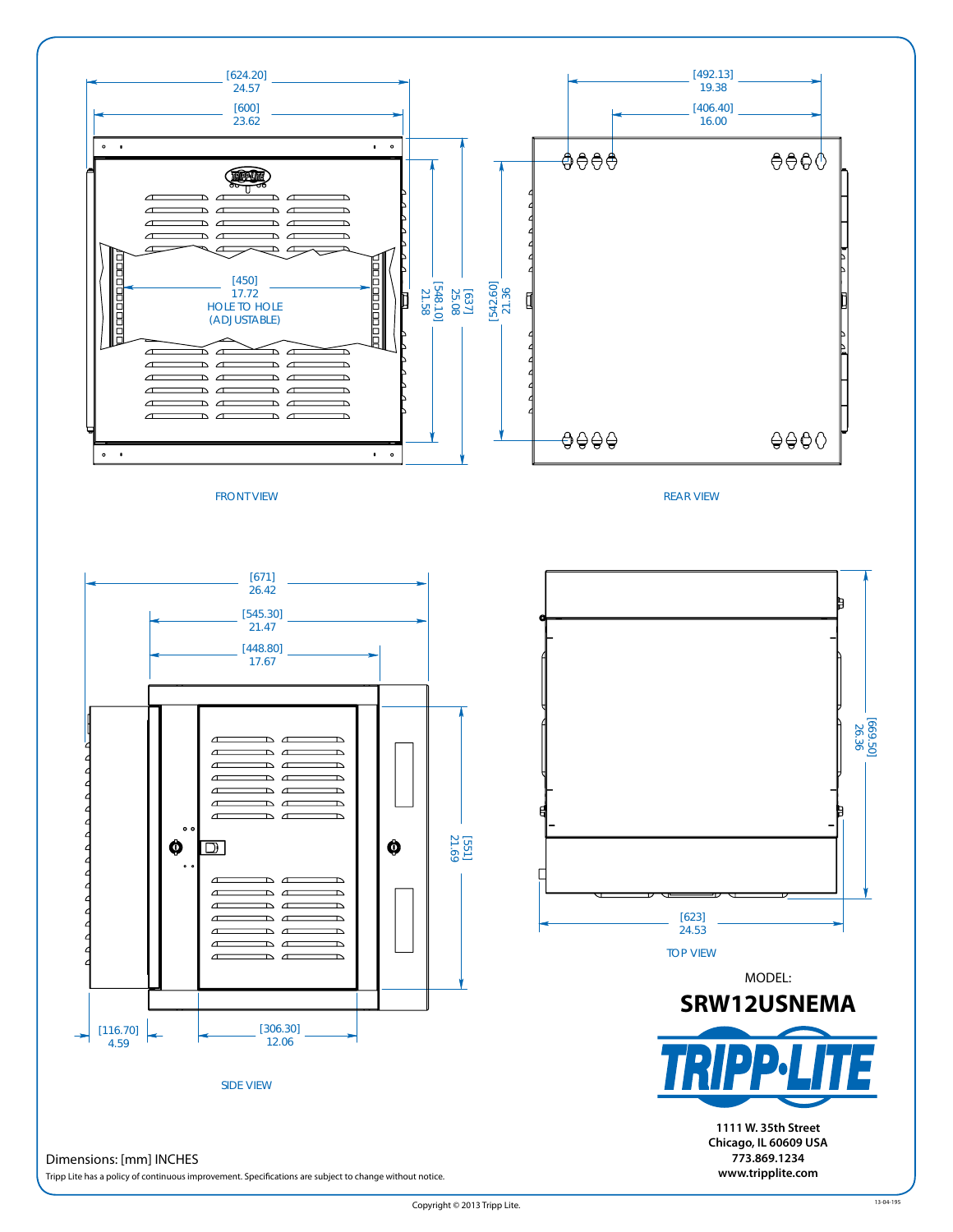[624.20]
24.57

[600]
23.62

[450]
17.72
HOLE TO HOLE
(ADJUSTABLE)

[548.10]
21.58

[637]
25.08

FRONT VIEW

[492.13]
19.38

[406.40]
16.00

[542.60]
21.36

REAR VIEW

[671]
26.42

[545.30]
21.47

[448.80]
17.67

[551]
21.69

[116.70]
4.59

[306.30]
12.06

SIDE VIEW

[669.50]
26.36

[623]
24.53

TOP VIEW

MODEL:

**SRW12USNEMA**

TRIPP·LITE

**1111 W. 35th Street**
**Chicago, IL 60609 USA**
**773.869.1234**
**www.tripplite.com**

Dimensions: [mm] INCHES

Tripp Lite has a policy of continuous improvement. Specifications are subject to change without notice.

Copyright © 2013 Tripp Lite.

13-04-195